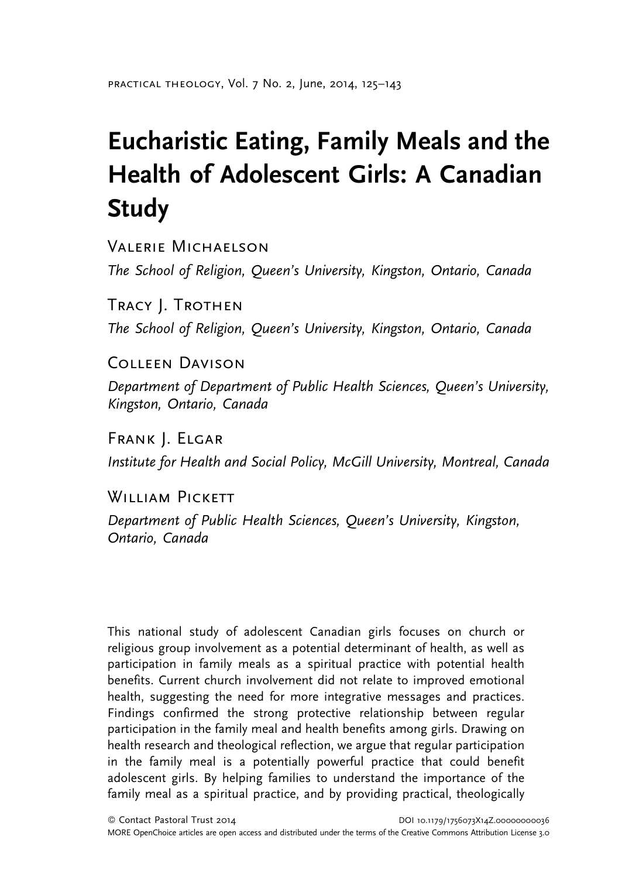# Eucharistic Eating, Family Meals and the Health of Adolescent Girls: A Canadian Study

VALERIE MICHAELSON

*The School of Religion, Queen's University, Kingston, Ontario, Canada*

TRACY J. TROTHEN

*The School of Religion, Queen's University, Kingston, Ontario, Canada*

COLLEEN DAVISON

*Department of Department of Public Health Sciences, Queen's University, Kingston, Ontario, Canada*

FRANK J. ELGAR

*Institute for Health and Social Policy, McGill University, Montreal, Canada*

WILLIAM PICKETT

*Department of Public Health Sciences, Queen's University, Kingston, Ontario, Canada*

This national study of adolescent Canadian girls focuses on church or religious group involvement as a potential determinant of health, as well as participation in family meals as a spiritual practice with potential health benefits. Current church involvement did not relate to improved emotional health, suggesting the need for more integrative messages and practices. Findings confirmed the strong protective relationship between regular participation in the family meal and health benefits among girls. Drawing on health research and theological reflection, we argue that regular participation in the family meal is a potentially powerful practice that could benefit adolescent girls. By helping families to understand the importance of the family meal as a spiritual practice, and by providing practical, theologically

© Contact Pastoral Trust 2014 DOI 10.1179/1756073X14Z.00000000036

MORE OpenChoice articles are open access and distributed under the terms of the Creative Commons Attribution License 3.0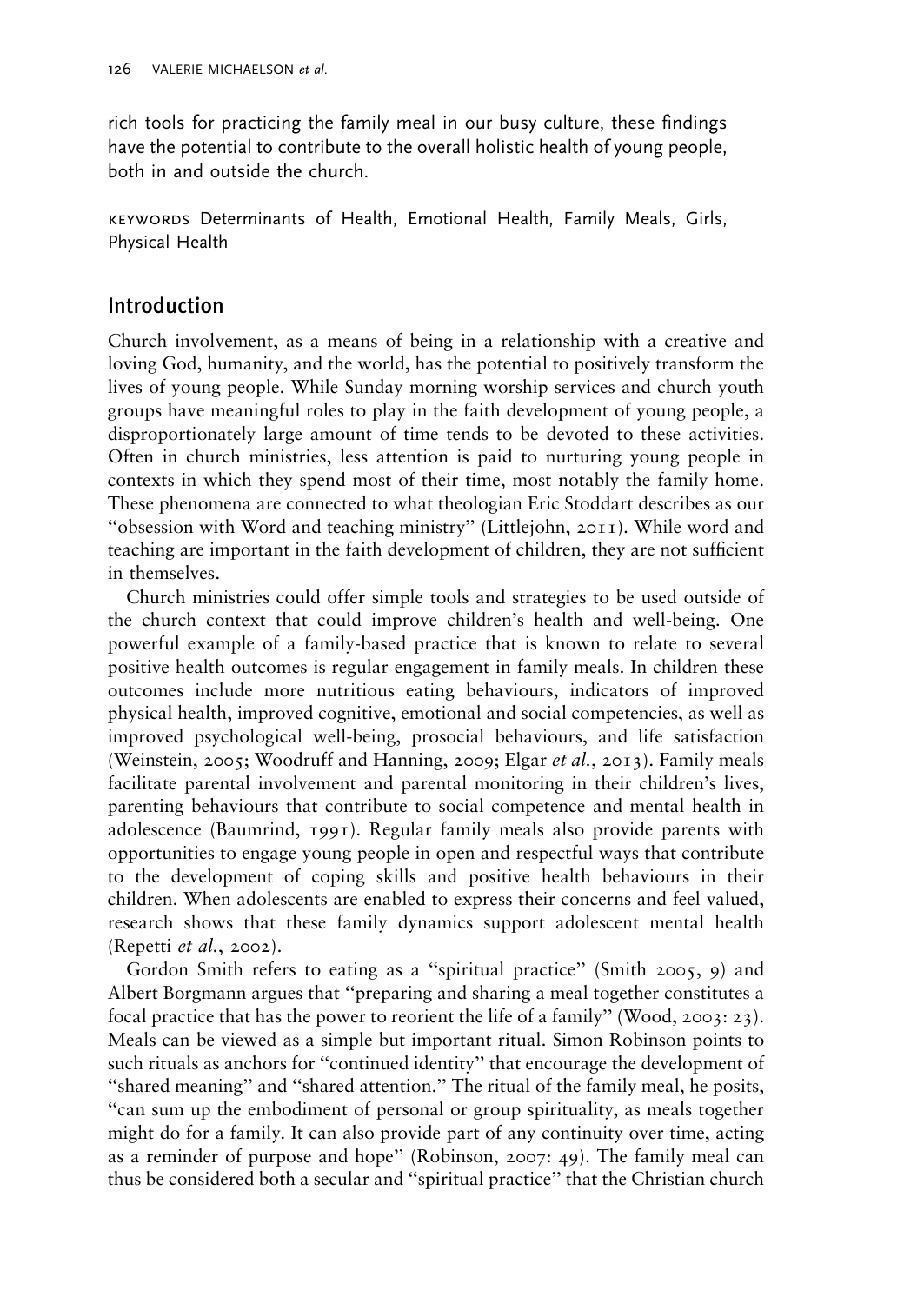rich tools for practicing the family meal in our busy culture, these findings have the potential to contribute to the overall holistic health of young people, both in and outside the church.

KEYWORDS Determinants of Health, Emotional Health, Family Meals, Girls, Physical Health

## Introduction

Church involvement, as a means of being in a relationship with a creative and loving God, humanity, and the world, has the potential to positively transform the lives of young people. While Sunday morning worship services and church youth groups have meaningful roles to play in the faith development of young people, a disproportionately large amount of time tends to be devoted to these activities. Often in church ministries, less attention is paid to nurturing young people in contexts in which they spend most of their time, most notably the family home. These phenomena are connected to what theologian Eric Stoddart describes as our "obsession with Word and teaching ministry" (Littlejohn, 2011). While word and teaching are important in the faith development of children, they are not sufficient in themselves.

Church ministries could offer simple tools and strategies to be used outside of the church context that could improve children's health and well-being. One powerful example of a family-based practice that is known to relate to several positive health outcomes is regular engagement in family meals. In children these outcomes include more nutritious eating behaviours, indicators of improved physical health, improved cognitive, emotional and social competencies, as well as improved psychological well-being, prosocial behaviours, and life satisfaction (Weinstein, 2005; Woodruff and Hanning, 2009; Elgar *et al.*, 2013). Family meals facilitate parental involvement and parental monitoring in their children's lives, parenting behaviours that contribute to social competence and mental health in adolescence (Baumrind, 1991). Regular family meals also provide parents with opportunities to engage young people in open and respectful ways that contribute to the development of coping skills and positive health behaviours in their children. When adolescents are enabled to express their concerns and feel valued, research shows that these family dynamics support adolescent mental health (Repetti *et al.*, 2002).

Gordon Smith refers to eating as a "spiritual practice" (Smith 2005, 9) and Albert Borgmann argues that "preparing and sharing a meal together constitutes a focal practice that has the power to reorient the life of a family" (Wood, 2003: 23). Meals can be viewed as a simple but important ritual. Simon Robinson points to such rituals as anchors for "continued identity" that encourage the development of "shared meaning" and "shared attention." The ritual of the family meal, he posits, "can sum up the embodiment of personal or group spirituality, as meals together might do for a family. It can also provide part of any continuity over time, acting as a reminder of purpose and hope" (Robinson, 2007: 49). The family meal can thus be considered both a secular and "spiritual practice" that the Christian church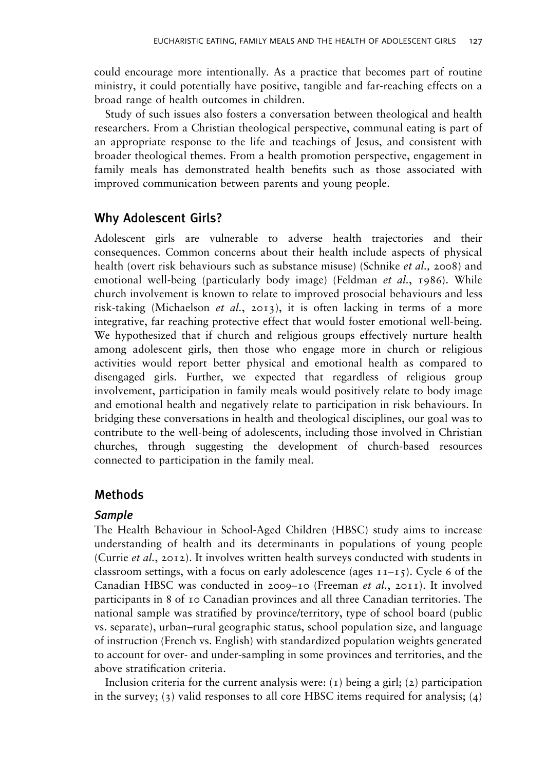could encourage more intentionally. As a practice that becomes part of routine ministry, it could potentially have positive, tangible and far-reaching effects on a broad range of health outcomes in children.

Study of such issues also fosters a conversation between theological and health researchers. From a Christian theological perspective, communal eating is part of an appropriate response to the life and teachings of Jesus, and consistent with broader theological themes. From a health promotion perspective, engagement in family meals has demonstrated health benefits such as those associated with improved communication between parents and young people.

## Why Adolescent Girls?

Adolescent girls are vulnerable to adverse health trajectories and their consequences. Common concerns about their health include aspects of physical health (overt risk behaviours such as substance misuse) (Schnike *et al.,* 2008) and emotional well-being (particularly body image) (Feldman *et al.*, 1986). While church involvement is known to relate to improved prosocial behaviours and less risk-taking (Michaelson *et al.*, 2013), it is often lacking in terms of a more integrative, far reaching protective effect that would foster emotional well-being. We hypothesized that if church and religious groups effectively nurture health among adolescent girls, then those who engage more in church or religious activities would report better physical and emotional health as compared to disengaged girls. Further, we expected that regardless of religious group involvement, participation in family meals would positively relate to body image and emotional health and negatively relate to participation in risk behaviours. In bridging these conversations in health and theological disciplines, our goal was to contribute to the well-being of adolescents, including those involved in Christian churches, through suggesting the development of church-based resources connected to participation in the family meal.

## Methods

### *Sample*

The Health Behaviour in School-Aged Children (HBSC) study aims to increase understanding of health and its determinants in populations of young people (Currie *et al.*, 2012). It involves written health surveys conducted with students in classroom settings, with a focus on early adolescence (ages 11–15). Cycle 6 of the Canadian HBSC was conducted in 2009–10 (Freeman *et al.*, 2011). It involved participants in 8 of 10 Canadian provinces and all three Canadian territories. The national sample was stratified by province/territory, type of school board (public vs. separate), urban–rural geographic status, school population size, and language of instruction (French vs. English) with standardized population weights generated to account for over- and under-sampling in some provinces and territories, and the above stratification criteria.

Inclusion criteria for the current analysis were: (1) being a girl; (2) participation in the survey; (3) valid responses to all core HBSC items required for analysis; (4)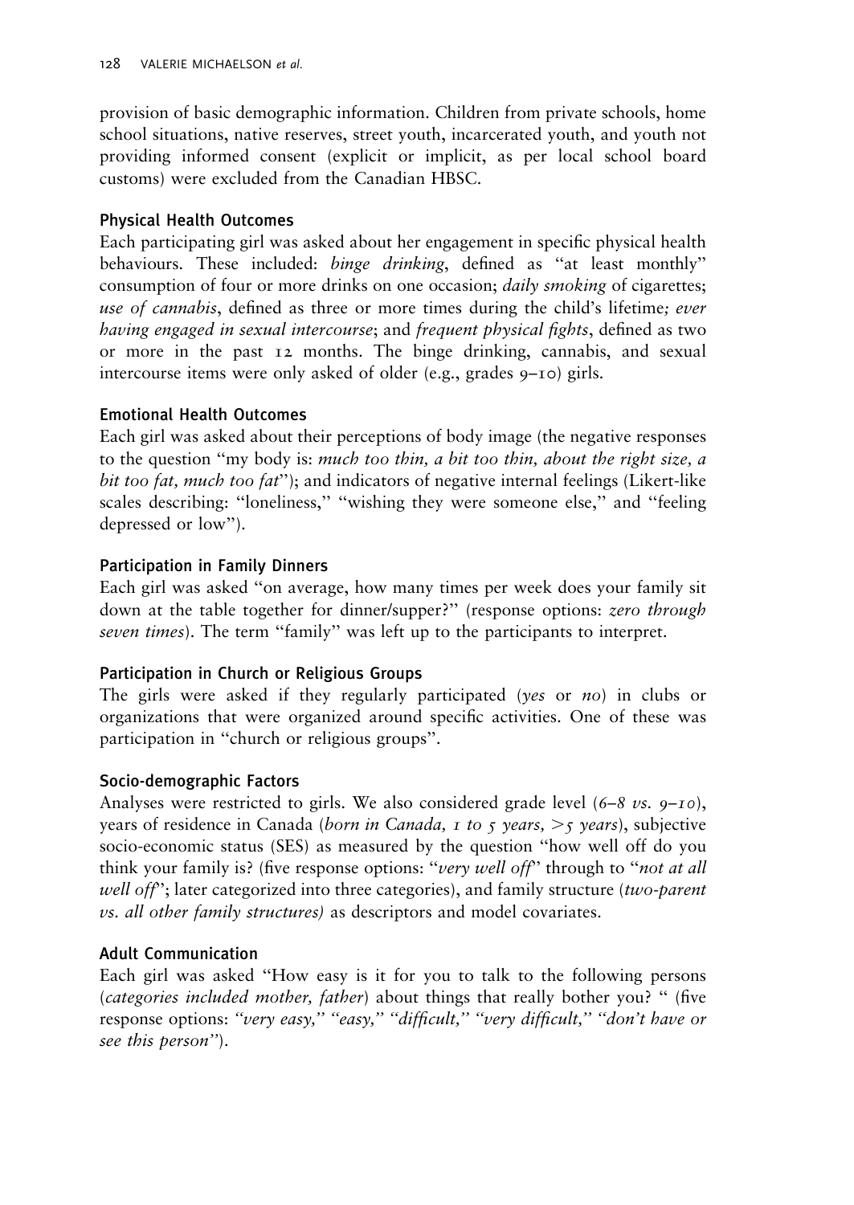provision of basic demographic information. Children from private schools, home school situations, native reserves, street youth, incarcerated youth, and youth not providing informed consent (explicit or implicit, as per local school board customs) were excluded from the Canadian HBSC.

### Physical Health Outcomes

Each participating girl was asked about her engagement in specific physical health behaviours. These included: *binge drinking*, defined as "at least monthly" consumption of four or more drinks on one occasion; *daily smoking* of cigarettes; *use of cannabis*, defined as three or more times during the child's lifetime*; ever having engaged in sexual intercourse*; and *frequent physical fights*, defined as two or more in the past 12 months. The binge drinking, cannabis, and sexual intercourse items were only asked of older (e.g., grades 9–10) girls.

### Emotional Health Outcomes

Each girl was asked about their perceptions of body image (the negative responses to the question "my body is: *much too thin, a bit too thin, about the right size, a bit too fat, much too fat*"); and indicators of negative internal feelings (Likert-like scales describing: "loneliness," "wishing they were someone else," and "feeling depressed or low").

### Participation in Family Dinners

Each girl was asked "on average, how many times per week does your family sit down at the table together for dinner/supper?" (response options: *zero through seven times*). The term "family" was left up to the participants to interpret.

### Participation in Church or Religious Groups

The girls were asked if they regularly participated (*yes* or *no*) in clubs or organizations that were organized around specific activities. One of these was participation in "church or religious groups".

### Socio-demographic Factors

Analyses were restricted to girls. We also considered grade level (*6–8 vs. 9–10*), years of residence in Canada (*born in Canada, 1 to 5 years, >5 years*), subjective socio-economic status (SES) as measured by the question "how well off do you think your family is? (five response options: "*very well off*" through to "*not at all well off*"; later categorized into three categories), and family structure (*two-parent vs. all other family structures)* as descriptors and model covariates.

### Adult Communication

Each girl was asked "How easy is it for you to talk to the following persons (*categories included mother, father*) about things that really bother you? " (five response options: *"very easy," "easy," "difficult," "very difficult," "don't have or see this person"*).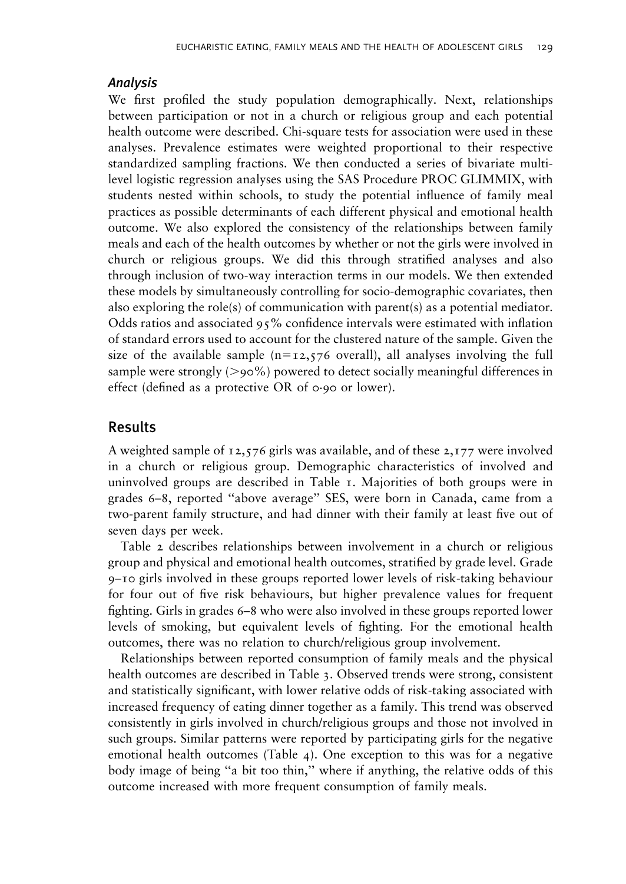### *Analysis*

We first profiled the study population demographically. Next, relationships between participation or not in a church or religious group and each potential health outcome were described. Chi-square tests for association were used in these analyses. Prevalence estimates were weighted proportional to their respective standardized sampling fractions. We then conducted a series of bivariate multi-level logistic regression analyses using the SAS Procedure PROC GLIMMIX, with students nested within schools, to study the potential influence of family meal practices as possible determinants of each different physical and emotional health outcome. We also explored the consistency of the relationships between family meals and each of the health outcomes by whether or not the girls were involved in church or religious groups. We did this through stratified analyses and also through inclusion of two-way interaction terms in our models. We then extended these models by simultaneously controlling for socio-demographic covariates, then also exploring the role(s) of communication with parent(s) as a potential mediator. Odds ratios and associated 95% confidence intervals were estimated with inflation of standard errors used to account for the clustered nature of the sample. Given the size of the available sample (n=12,576 overall), all analyses involving the full sample were strongly (>90%) powered to detect socially meaningful differences in effect (defined as a protective OR of 0·90 or lower).

## Results

A weighted sample of 12,576 girls was available, and of these 2,177 were involved in a church or religious group. Demographic characteristics of involved and uninvolved groups are described in Table 1. Majorities of both groups were in grades 6–8, reported "above average" SES, were born in Canada, came from a two-parent family structure, and had dinner with their family at least five out of seven days per week.

Table 2 describes relationships between involvement in a church or religious group and physical and emotional health outcomes, stratified by grade level. Grade 9–10 girls involved in these groups reported lower levels of risk-taking behaviour for four out of five risk behaviours, but higher prevalence values for frequent fighting. Girls in grades 6–8 who were also involved in these groups reported lower levels of smoking, but equivalent levels of fighting. For the emotional health outcomes, there was no relation to church/religious group involvement.

Relationships between reported consumption of family meals and the physical health outcomes are described in Table 3. Observed trends were strong, consistent and statistically significant, with lower relative odds of risk-taking associated with increased frequency of eating dinner together as a family. This trend was observed consistently in girls involved in church/religious groups and those not involved in such groups. Similar patterns were reported by participating girls for the negative emotional health outcomes (Table 4). One exception to this was for a negative body image of being "a bit too thin," where if anything, the relative odds of this outcome increased with more frequent consumption of family meals.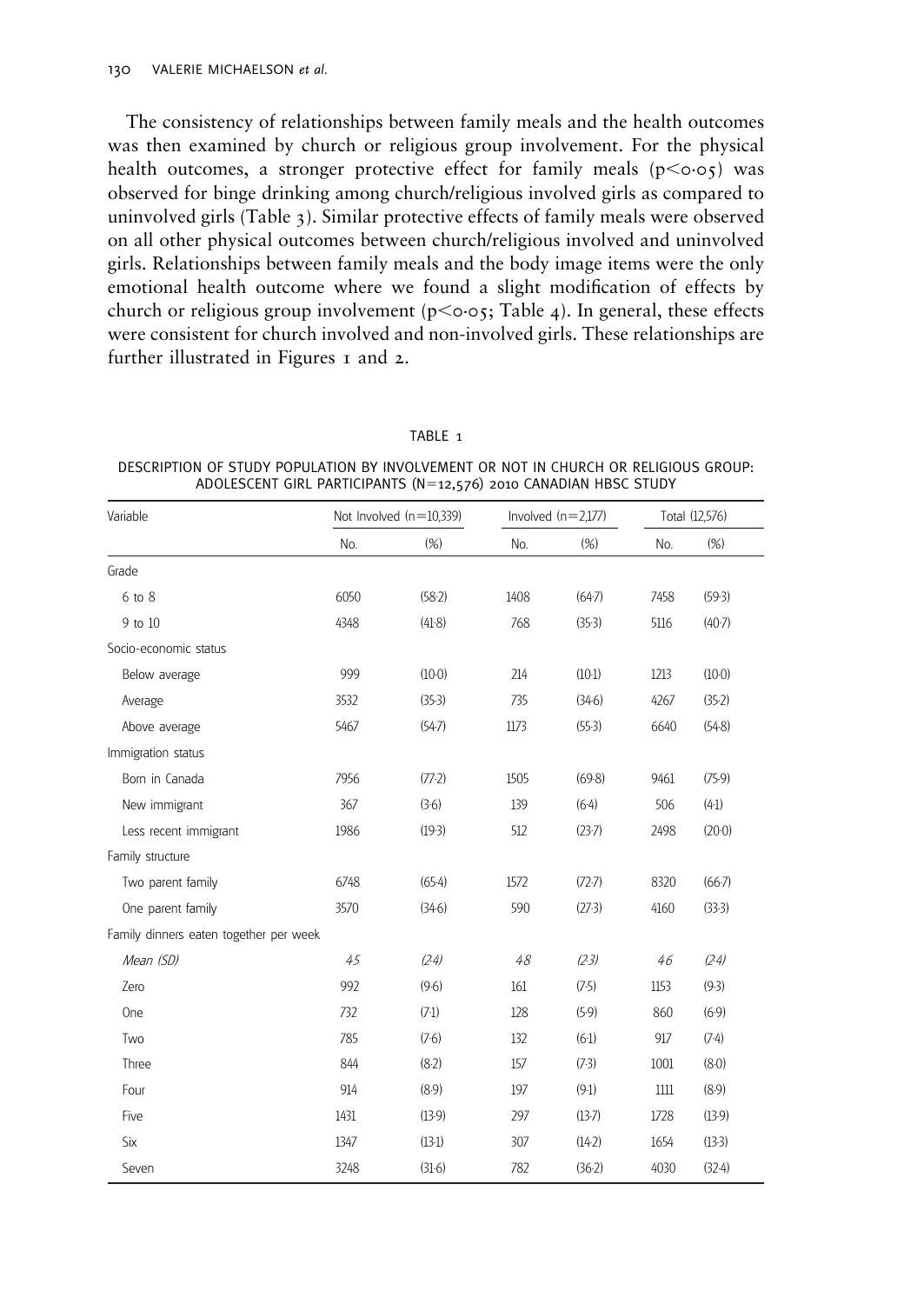The consistency of relationships between family meals and the health outcomes was then examined by church or religious group involvement. For the physical health outcomes, a stronger protective effect for family meals ($p<0.05$) was observed for binge drinking among church/religious involved girls as compared to uninvolved girls (Table 3). Similar protective effects of family meals were observed on all other physical outcomes between church/religious involved and uninvolved girls. Relationships between family meals and the body image items were the only emotional health outcome where we found a slight modification of effects by church or religious group involvement ($p<0.05$; Table 4). In general, these effects were consistent for church involved and non-involved girls. These relationships are further illustrated in Figures 1 and 2.

TABLE 1

DESCRIPTION OF STUDY POPULATION BY INVOLVEMENT OR NOT IN CHURCH OR RELIGIOUS GROUP: ADOLESCENT GIRL PARTICIPANTS (N=12,576) 2010 CANADIAN HBSC STUDY

| Variable | Not Involved (n=10,339) | | Involved (n=2,177) | | Total (12,576) | |
|---|---|---|---|---|---|---|
| | No. | (%) | No. | (%) | No. | (%) |
| Grade | | | | | | |
| 6 to 8 | 6050 | (58·2) | 1408 | (64·7) | 7458 | (59·3) |
| 9 to 10 | 4348 | (41·8) | 768 | (35·3) | 5116 | (40·7) |
| Socio-economic status | | | | | | |
| Below average | 999 | (10·0) | 214 | (10·1) | 1213 | (10·0) |
| Average | 3532 | (35·3) | 735 | (34·6) | 4267 | (35·2) |
| Above average | 5467 | (54·7) | 1173 | (55·3) | 6640 | (54·8) |
| Immigration status | | | | | | |
| Born in Canada | 7956 | (77·2) | 1505 | (69·8) | 9461 | (75·9) |
| New immigrant | 367 | (3·6) | 139 | (6·4) | 506 | (4·1) |
| Less recent immigrant | 1986 | (19·3) | 512 | (23·7) | 2498 | (20·0) |
| Family structure | | | | | | |
| Two parent family | 6748 | (65·4) | 1572 | (72·7) | 8320 | (66·7) |
| One parent family | 3570 | (34·6) | 590 | (27·3) | 4160 | (33·3) |
| Family dinners eaten together per week | | | | | | |
| *Mean (SD)* | *4·5* | *(2·4)* | *4·8* | *(2·3)* | *4·6* | *(2·4)* |
| Zero | 992 | (9·6) | 161 | (7·5) | 1153 | (9·3) |
| One | 732 | (7·1) | 128 | (5·9) | 860 | (6·9) |
| Two | 785 | (7·6) | 132 | (6·1) | 917 | (7·4) |
| Three | 844 | (8·2) | 157 | (7·3) | 1001 | (8·0) |
| Four | 914 | (8·9) | 197 | (9·1) | 1111 | (8·9) |
| Five | 1431 | (13·9) | 297 | (13·7) | 1728 | (13·9) |
| Six | 1347 | (13·1) | 307 | (14·2) | 1654 | (13·3) |
| Seven | 3248 | (31·6) | 782 | (36·2) | 4030 | (32·4) |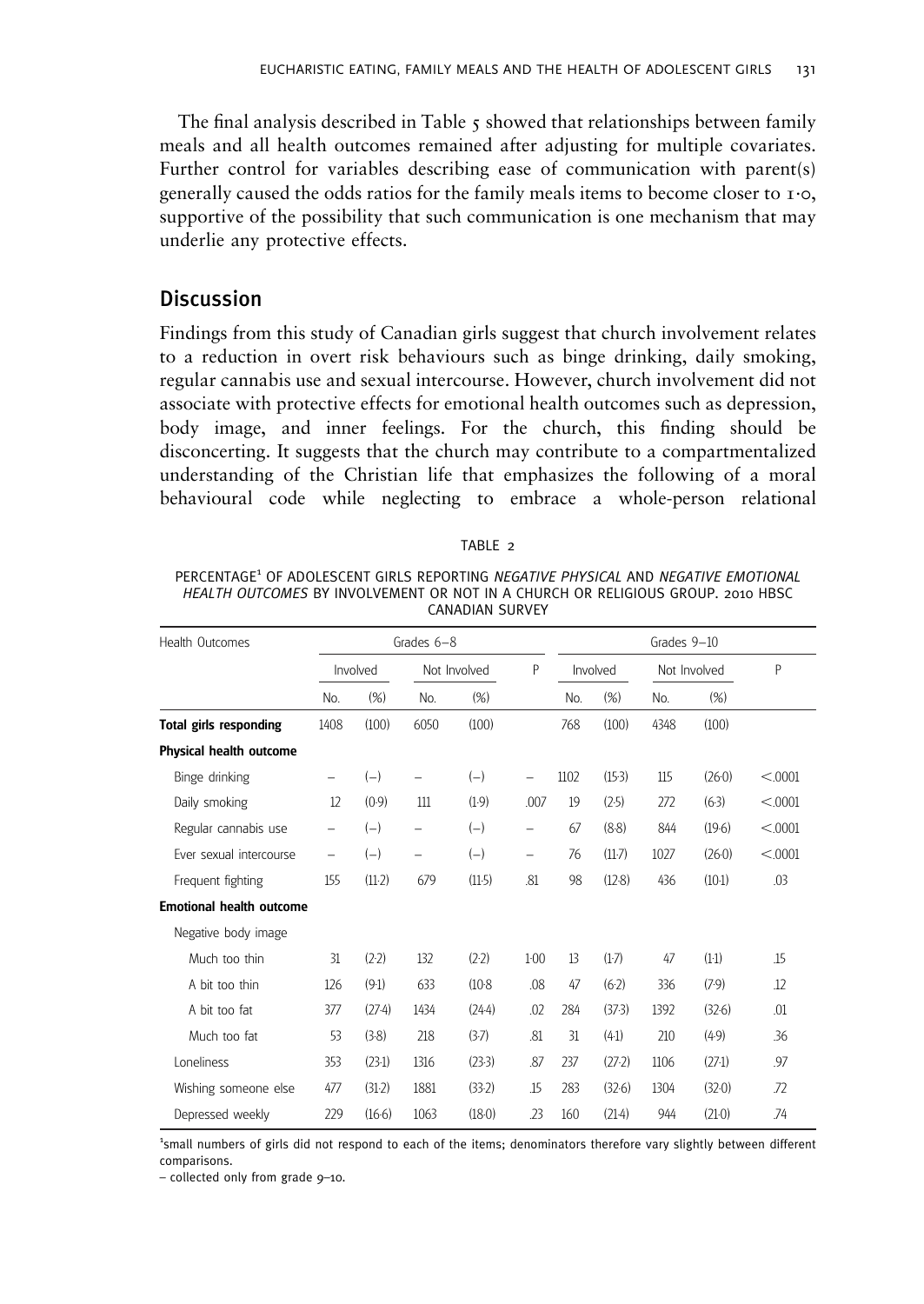The final analysis described in Table 5 showed that relationships between family meals and all health outcomes remained after adjusting for multiple covariates. Further control for variables describing ease of communication with parent(s) generally caused the odds ratios for the family meals items to become closer to 1·0, supportive of the possibility that such communication is one mechanism that may underlie any protective effects.

## Discussion

Findings from this study of Canadian girls suggest that church involvement relates to a reduction in overt risk behaviours such as binge drinking, daily smoking, regular cannabis use and sexual intercourse. However, church involvement did not associate with protective effects for emotional health outcomes such as depression, body image, and inner feelings. For the church, this finding should be disconcerting. It suggests that the church may contribute to a compartmentalized understanding of the Christian life that emphasizes the following of a moral behavioural code while neglecting to embrace a whole-person relational

TABLE 2

PERCENTAGE[1] OF ADOLESCENT GIRLS REPORTING *NEGATIVE PHYSICAL* AND *NEGATIVE EMOTIONAL HEALTH OUTCOMES* BY INVOLVEMENT OR NOT IN A CHURCH OR RELIGIOUS GROUP. 2010 HBSC CANADIAN SURVEY

| Health Outcomes | Grades 6–8 | | | | | Grades 9–10 | | | | |
|---|---|---|---|---|---|---|---|---|---|---|
| | Involved | | Not Involved | | P | Involved | | Not Involved | | P |
| | No. | (%) | No. | (%) | | No. | (%) | No. | (%) | |
| **Total girls responding** | 1408 | (100) | 6050 | (100) | | 768 | (100) | 4348 | (100) | |
| **Physical health outcome** | | | | | | | | | | |
| Binge drinking | – | (–) | – | (–) | – | 1102 | (15·3) | 115 | (26·0) | <.0001 |
| Daily smoking | 12 | (0·9) | 111 | (1·9) | .007 | 19 | (2·5) | 272 | (6·3) | <.0001 |
| Regular cannabis use | – | (–) | – | (–) | – | 67 | (8·8) | 844 | (19·6) | <.0001 |
| Ever sexual intercourse | – | (–) | – | (–) | – | 76 | (11·7) | 1027 | (26·0) | <.0001 |
| Frequent fighting | 155 | (11·2) | 679 | (11·5) | .81 | 98 | (12·8) | 436 | (10·1) | .03 |
| **Emotional health outcome** | | | | | | | | | | |
| Negative body image | | | | | | | | | | |
| Much too thin | 31 | (2·2) | 132 | (2·2) | 1·00 | 13 | (1·7) | 47 | (1·1) | .15 |
| A bit too thin | 126 | (9·1) | 633 | (10·8 | .08 | 47 | (6·2) | 336 | (7·9) | .12 |
| A bit too fat | 377 | (27·4) | 1434 | (24·4) | .02 | 284 | (37·3) | 1392 | (32·6) | .01 |
| Much too fat | 53 | (3·8) | 218 | (3·7) | .81 | 31 | (4·1) | 210 | (4·9) | .36 |
| Loneliness | 353 | (23·1) | 1316 | (23·3) | .87 | 237 | (27·2) | 1106 | (27·1) | .97 |
| Wishing someone else | 477 | (31·2) | 1881 | (33·2) | .15 | 283 | (32·6) | 1304 | (32·0) | .72 |
| Depressed weekly | 229 | (16·6) | 1063 | (18·0) | .23 | 160 | (21·4) | 944 | (21·0) | .74 |

[1]small numbers of girls did not respond to each of the items; denominators therefore vary slightly between different comparisons.

– collected only from grade 9–10.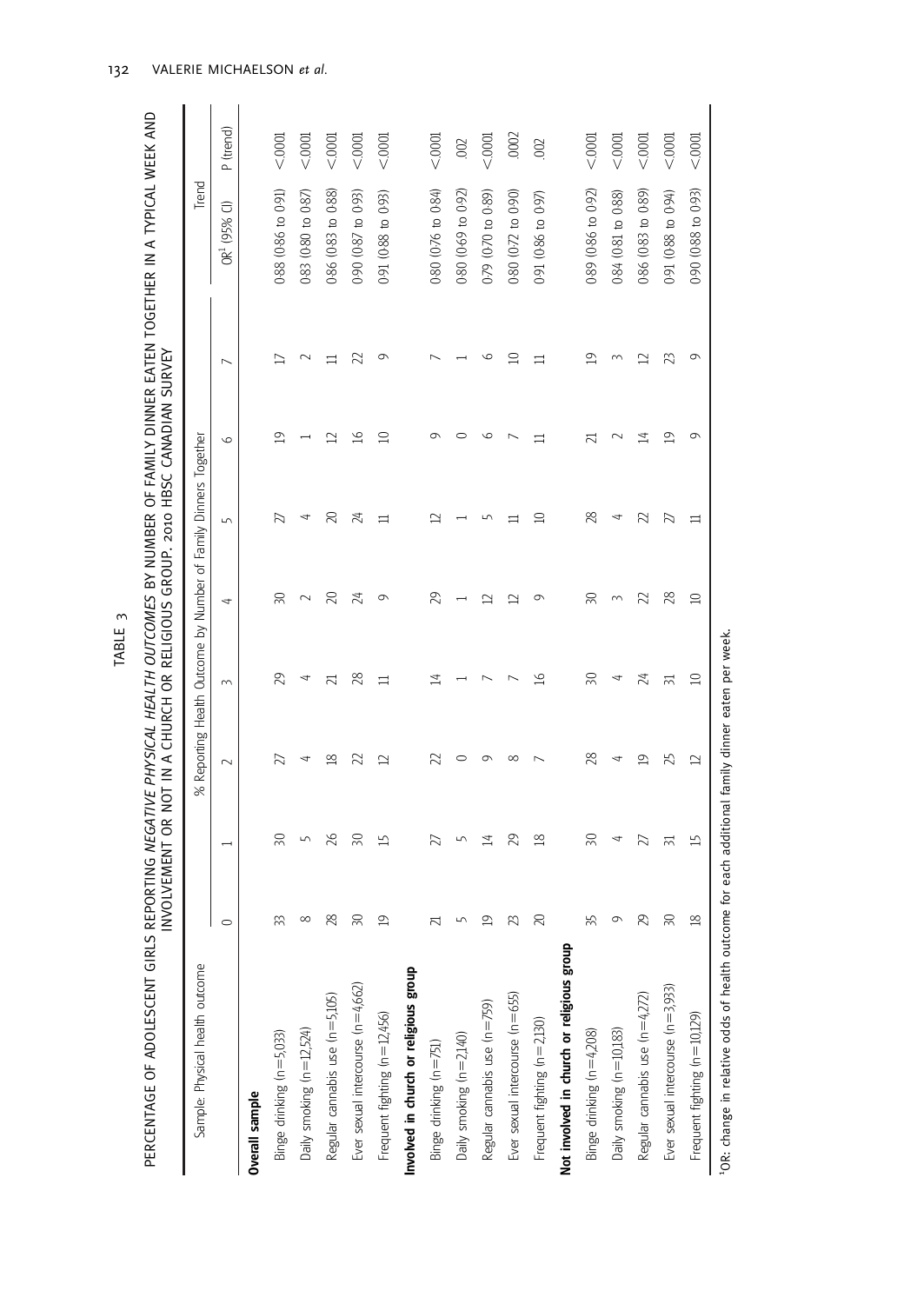TABLE 3

PERCENTAGE OF ADOLESCENT GIRLS REPORTING *NEGATIVE PHYSICAL HEALTH OUTCOMES* BY NUMBER OF FAMILY DINNER EATEN TOGETHER IN A TYPICAL WEEK AND INVOLVEMENT OR NOT IN A CHURCH OR RELIGIOUS GROUP. 2010 HBSC CANADIAN SURVEY

| Sample: Physical health outcome | % Reporting Health Outcome by Number of Family Dinners Together | | | | | | | | Trend | |
|---|---|---|---|---|---|---|---|---|---|---|
| | 0 | 1 | 2 | 3 | 4 | 5 | 6 | 7 | OR[1] (95% CI) | P (trend) |
| **Overall sample** | | | | | | | | | | |
| Binge drinking (n=5,033) | 33 | 30 | 27 | 29 | 30 | 27 | 19 | 17 | 0.88 (0.86 to 0.91) | <.0001 |
| Daily smoking (n=12,524) | 8 | 5 | 4 | 4 | 2 | 4 | 1 | 2 | 0.83 (0.80 to 0.87) | <.0001 |
| Regular cannabis use (n=5,105) | 28 | 26 | 18 | 21 | 20 | 20 | 12 | 11 | 0.86 (0.83 to 0.88) | <.0001 |
| Ever sexual intercourse (n=4,662) | 30 | 30 | 22 | 28 | 24 | 24 | 16 | 22 | 0.90 (0.87 to 0.93) | <.0001 |
| Frequent fighting (n=12,456) | 19 | 15 | 12 | 11 | 9 | 11 | 10 | 9 | 0.91 (0.88 to 0.93) | <.0001 |
| **Involved in church or religious group** | | | | | | | | | | |
| Binge drinking (n=751) | 21 | 27 | 22 | 14 | 29 | 12 | 9 | 7 | 0.80 (0.76 to 0.84) | <.0001 |
| Daily smoking (n=2,140) | 5 | 5 | 0 | 1 | 1 | 1 | 0 | 1 | 0.80 (0.69 to 0.92) | .002 |
| Regular cannabis use (n=759) | 19 | 14 | 9 | 7 | 12 | 5 | 6 | 6 | 0.79 (0.70 to 0.89) | <.0001 |
| Ever sexual intercourse (n=655) | 23 | 29 | 8 | 7 | 12 | 11 | 7 | 10 | 0.80 (0.72 to 0.90) | .0002 |
| Frequent fighting (n=2,130) | 20 | 18 | 7 | 16 | 9 | 10 | 11 | 11 | 0.91 (0.86 to 0.97) | .002 |
| **Not involved in church or religious group** | | | | | | | | | | |
| Binge drinking (n=4,208) | 35 | 30 | 28 | 30 | 30 | 28 | 21 | 19 | 0.89 (0.86 to 0.92) | <.0001 |
| Daily smoking (n=10,183) | 9 | 4 | 4 | 4 | 3 | 4 | 2 | 3 | 0.84 (0.81 to 0.88) | <.0001 |
| Regular cannabis use (n=4,272) | 29 | 27 | 19 | 24 | 22 | 22 | 14 | 12 | 0.86 (0.83 to 0.89) | <.0001 |
| Ever sexual intercourse (n=3,933) | 30 | 31 | 25 | 31 | 28 | 27 | 19 | 23 | 0.91 (0.88 to 0.94) | <.0001 |
| Frequent fighting (n=10,129) | 18 | 15 | 12 | 10 | 10 | 11 | 9 | 9 | 0.90 (0.88 to 0.93) | <.0001 |

[1]OR: change in relative odds of health outcome for each additional family dinner eaten per week.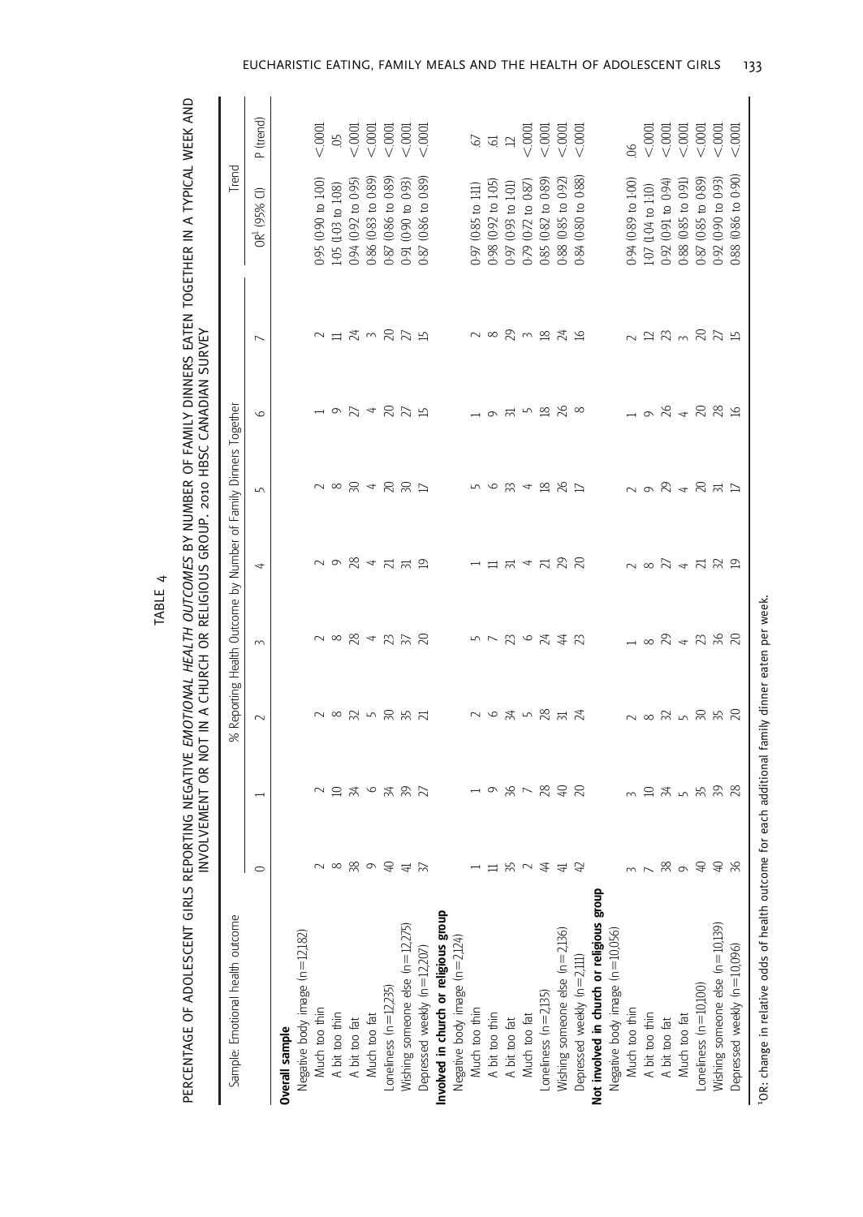TABLE 4

PERCENTAGE OF ADOLESCENT GIRLS REPORTING NEGATIVE *EMOTIONAL HEALTH OUTCOMES* BY NUMBER OF FAMILY DINNERS EATEN TOGETHER IN A TYPICAL WEEK AND INVOLVEMENT OR NOT IN A CHURCH OR RELIGIOUS GROUP. 2010 HBSC CANADIAN SURVEY

| Sample: Emotional health outcome | % Reporting Health Outcome by Number of Family Dinners Together | | | | | | | | Trend | |
|---|---|---|---|---|---|---|---|---|---|---|
| | 0 | 1 | 2 | 3 | 4 | 5 | 6 | 7 | OR[1] (95% CI) | P (trend) |
| **Overall sample** | | | | | | | | | | |
| Negative body image (n=12,182) | | | | | | | | | | |
| Much too thin | 2 | 2 | 2 | 2 | 2 | 2 | 1 | 2 | 0.95 (0.90 to 1.00) | <.0001 |
| A bit too thin | 8 | 10 | 8 | 8 | 9 | 8 | 9 | 11 | 1.05 (1.03 to 1.08) | .05 |
| A bit too fat | 38 | 34 | 32 | 28 | 28 | 30 | 27 | 24 | 0.94 (0.92 to 0.95) | <.0001 |
| Much too fat | 9 | 6 | 5 | 4 | 4 | 4 | 4 | 3 | 0.86 (0.83 to 0.89) | <.0001 |
| Loneliness (n=12,235) | 40 | 34 | 30 | 23 | 21 | 20 | 20 | 20 | 0.87 (0.86 to 0.89) | <.0001 |
| Wishing someone else (n=12,275) | 41 | 39 | 35 | 37 | 31 | 30 | 27 | 27 | 0.91 (0.90 to 0.93) | <.0001 |
| Depressed weekly (n=12,207) | 37 | 27 | 21 | 20 | 19 | 17 | 15 | 15 | 0.87 (0.86 to 0.89) | <.0001 |
| **Involved in church or religious group** | | | | | | | | | | |
| Negative body image (n=2,124) | | | | | | | | | | |
| Much too thin | 1 | 1 | 2 | 5 | 1 | 5 | 1 | 2 | 0.97 (0.85 to 1.11) | .67 |
| A bit too thin | 11 | 9 | 6 | 7 | 11 | 6 | 9 | 8 | 0.98 (0.92 to 1.05) | .61 |
| A bit too fat | 35 | 36 | 34 | 23 | 31 | 33 | 31 | 29 | 0.97 (0.93 to 1.01) | .12 |
| Much too fat | 2 | 7 | 5 | 6 | 4 | 4 | 5 | 3 | 0.79 (0.72 to 0.87) | <.0001 |
| Loneliness (n=2,135) | 44 | 28 | 28 | 24 | 21 | 18 | 18 | 18 | 0.85 (0.82 to 0.89) | <.0001 |
| Wishing someone else (n=2,136) | 41 | 40 | 31 | 44 | 29 | 26 | 26 | 24 | 0.88 (0.85 to 0.92) | <.0001 |
| Depressed weekly (n=2,111) | 42 | 20 | 24 | 23 | 20 | 17 | 8 | 16 | 0.84 (0.80 to 0.88) | <.0001 |
| **Not involved in church or religious group** | | | | | | | | | | |
| Negative body image (n=10,056) | | | | | | | | | | |
| Much too thin | 3 | 3 | 2 | 1 | 2 | 2 | 1 | 2 | 0.94 (0.89 to 1.00) | .06 |
| A bit too thin | 7 | 10 | 8 | 8 | 8 | 9 | 9 | 12 | 1.07 (1.04 to 1.10) | <.0001 |
| A bit too fat | 38 | 34 | 32 | 29 | 27 | 29 | 26 | 23 | 0.92 (0.91 to 0.94) | <.0001 |
| Much too fat | 9 | 5 | 5 | 4 | 4 | 4 | 4 | 3 | 0.88 (0.85 to 0.91) | <.0001 |
| Loneliness (n=10,100) | 40 | 35 | 30 | 23 | 21 | 20 | 20 | 20 | 0.87 (0.85 to 0.89) | <.0001 |
| Wishing someone else (n=10,139) | 40 | 39 | 35 | 36 | 32 | 31 | 28 | 27 | 0.92 (0.90 to 0.93) | <.0001 |
| Depressed weekly (n=10,096) | 36 | 28 | 20 | 20 | 19 | 17 | 16 | 15 | 0.88 (0.86 to 0.90) | <.0001 |

[1]OR: change in relative odds of health outcome for each additional family dinner eaten per week.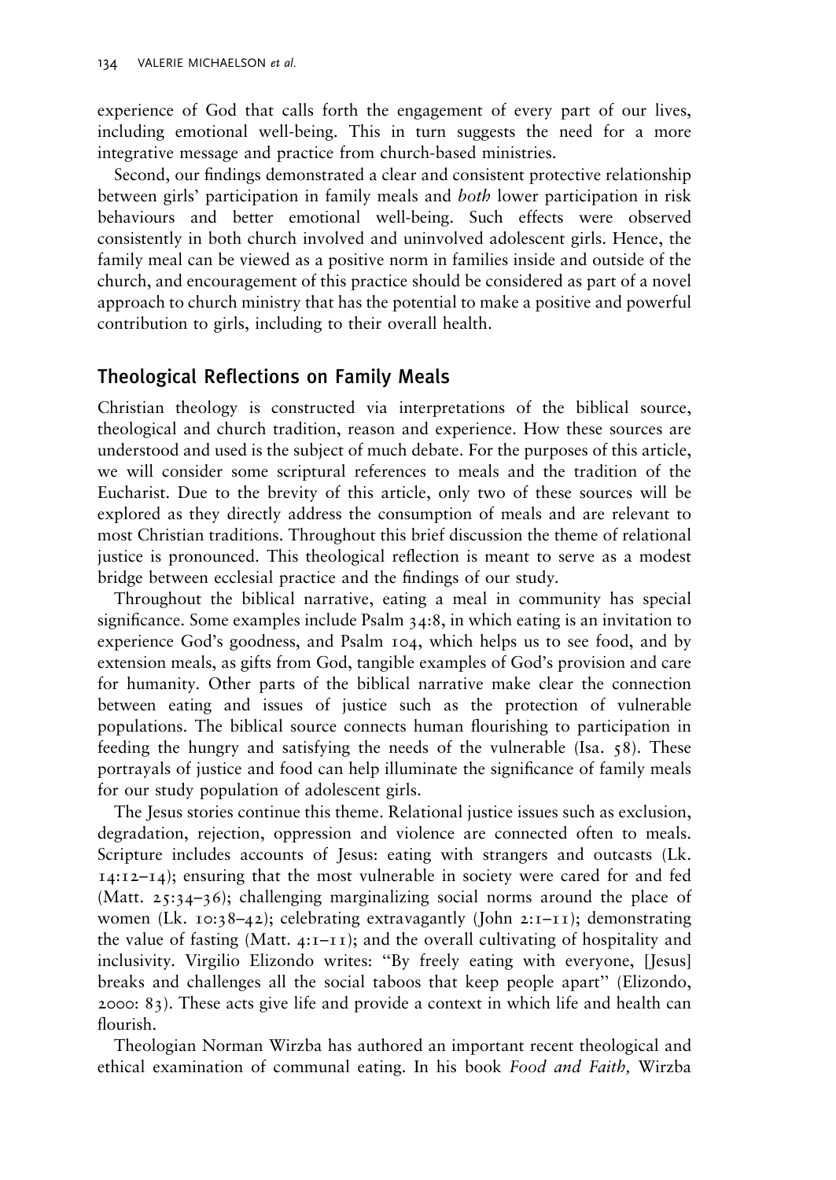experience of God that calls forth the engagement of every part of our lives, including emotional well-being. This in turn suggests the need for a more integrative message and practice from church-based ministries.

Second, our findings demonstrated a clear and consistent protective relationship between girls' participation in family meals and *both* lower participation in risk behaviours and better emotional well-being. Such effects were observed consistently in both church involved and uninvolved adolescent girls. Hence, the family meal can be viewed as a positive norm in families inside and outside of the church, and encouragement of this practice should be considered as part of a novel approach to church ministry that has the potential to make a positive and powerful contribution to girls, including to their overall health.

## Theological Reflections on Family Meals

Christian theology is constructed via interpretations of the biblical source, theological and church tradition, reason and experience. How these sources are understood and used is the subject of much debate. For the purposes of this article, we will consider some scriptural references to meals and the tradition of the Eucharist. Due to the brevity of this article, only two of these sources will be explored as they directly address the consumption of meals and are relevant to most Christian traditions. Throughout this brief discussion the theme of relational justice is pronounced. This theological reflection is meant to serve as a modest bridge between ecclesial practice and the findings of our study.

Throughout the biblical narrative, eating a meal in community has special significance. Some examples include Psalm 34:8, in which eating is an invitation to experience God's goodness, and Psalm 104, which helps us to see food, and by extension meals, as gifts from God, tangible examples of God's provision and care for humanity. Other parts of the biblical narrative make clear the connection between eating and issues of justice such as the protection of vulnerable populations. The biblical source connects human flourishing to participation in feeding the hungry and satisfying the needs of the vulnerable (Isa. 58). These portrayals of justice and food can help illuminate the significance of family meals for our study population of adolescent girls.

The Jesus stories continue this theme. Relational justice issues such as exclusion, degradation, rejection, oppression and violence are connected often to meals. Scripture includes accounts of Jesus: eating with strangers and outcasts (Lk. 14:12–14); ensuring that the most vulnerable in society were cared for and fed (Matt. 25:34–36); challenging marginalizing social norms around the place of women (Lk. 10:38–42); celebrating extravagantly (John 2:1–11); demonstrating the value of fasting (Matt. 4:1–11); and the overall cultivating of hospitality and inclusivity. Virgilio Elizondo writes: "By freely eating with everyone, [Jesus] breaks and challenges all the social taboos that keep people apart" (Elizondo, 2000: 83). These acts give life and provide a context in which life and health can flourish.

Theologian Norman Wirzba has authored an important recent theological and ethical examination of communal eating. In his book *Food and Faith,* Wirzba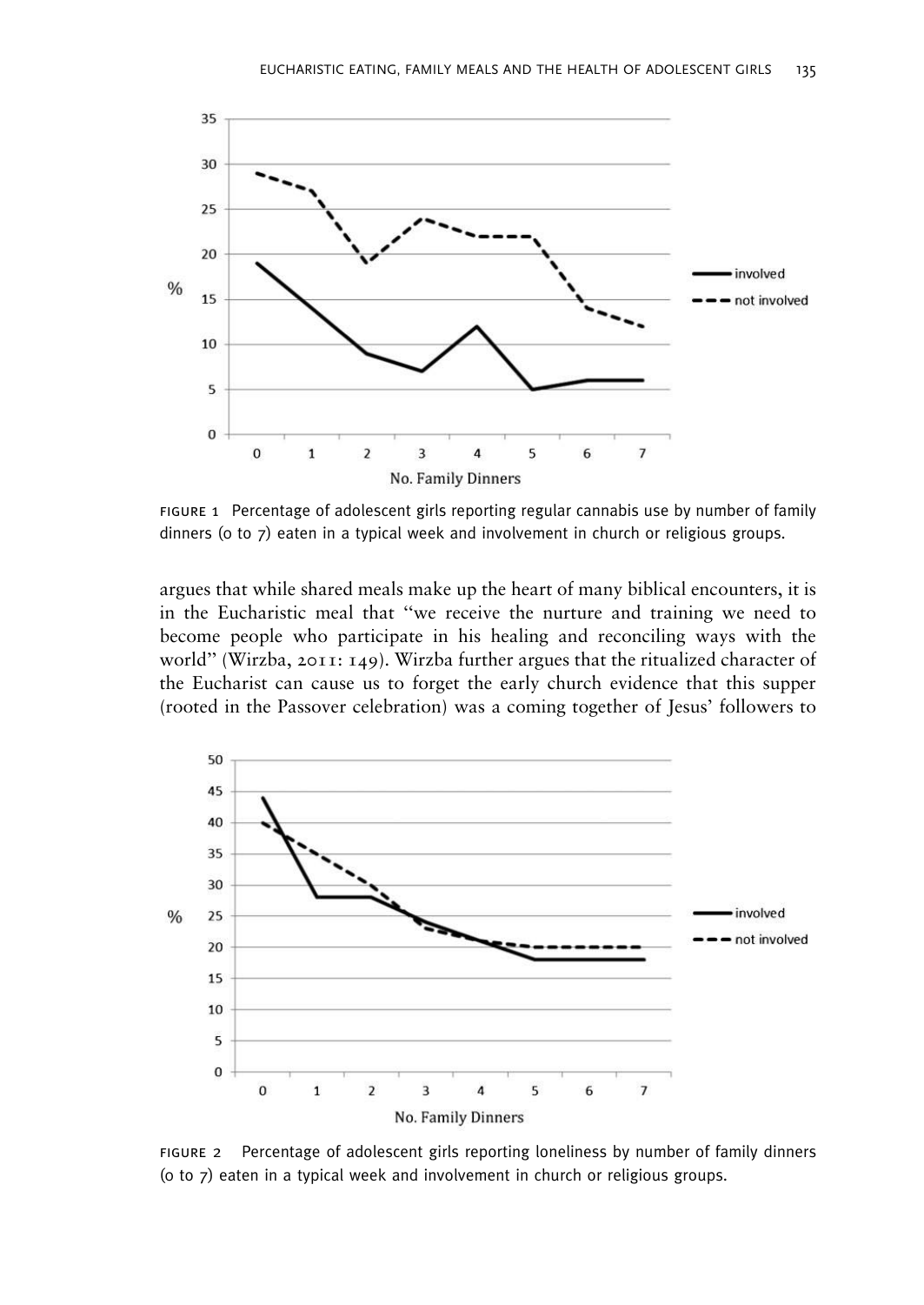FIGURE 1 Percentage of adolescent girls reporting regular cannabis use by number of family dinners (0 to 7) eaten in a typical week and involvement in church or religious groups.

argues that while shared meals make up the heart of many biblical encounters, it is in the Eucharistic meal that "we receive the nurture and training we need to become people who participate in his healing and reconciling ways with the world" (Wirzba, 2011: 149). Wirzba further argues that the ritualized character of the Eucharist can cause us to forget the early church evidence that this supper (rooted in the Passover celebration) was a coming together of Jesus' followers to

FIGURE 2 Percentage of adolescent girls reporting loneliness by number of family dinners (0 to 7) eaten in a typical week and involvement in church or religious groups.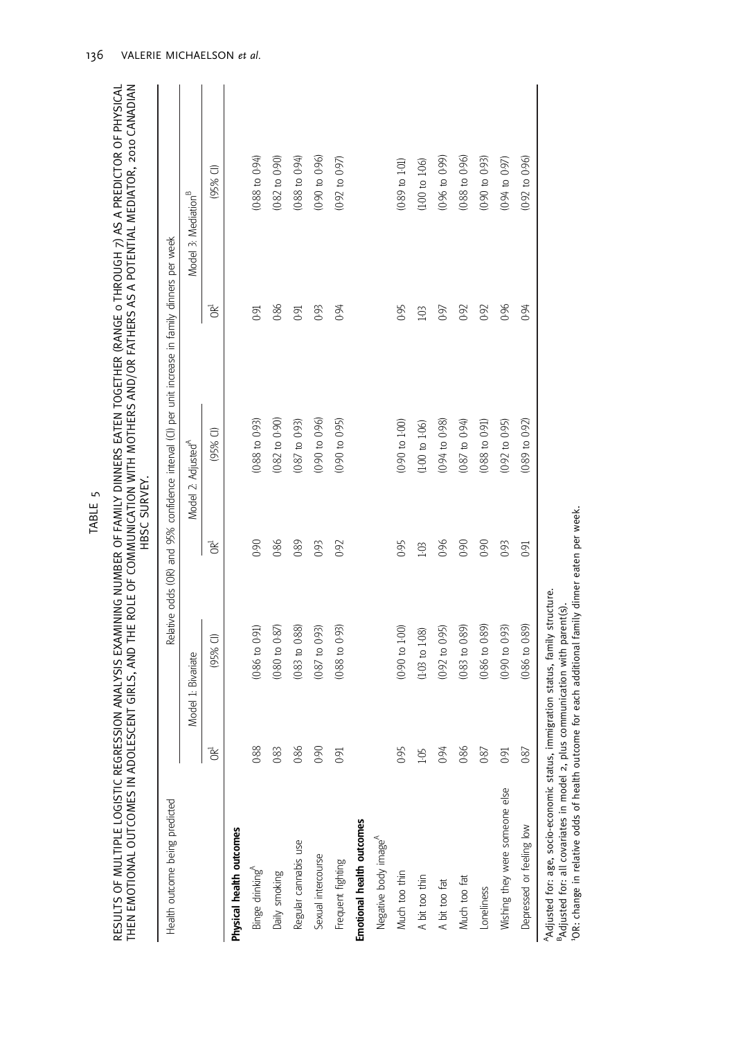TABLE 5

RESULTS OF MULTIPLE LOGISTIC REGRESSION ANALYSIS EXAMINING NUMBER OF FAMILY DINNERS EATEN TOGETHER (RANGE 0 THROUGH 7) AS A PREDICTOR OF PHYSICAL THEN EMOTIONAL OUTCOMES IN ADOLESCENT GIRLS, AND THE ROLE OF COMMUNICATION WITH MOTHERS AND/OR FATHERS AS A POTENTIAL MEDIATOR, 2010 CANADIAN HBSC SURVEY.

| Health outcome being predicted | Relative odds (OR) and 95% confidence interval (CI) per unit increase in family dinners per week | | | | | |
|---|---|---|---|---|---|---|
| | Model 1: Bivariate | | Model 2: Adjusted[A] | | Model 3: Mediation[B] | |
| | OR[1] | (95% CI) | OR[1] | (95% CI) | OR[1] | (95% CI) |
| **Physical health outcomes** | | | | | | |
| Binge drinking[A] | 0.88 | (0.86 to 0.91) | 0.90 | (0.88 to 0.93) | 0.91 | (0.88 to 0.94) |
| Daily smoking | 0.83 | (0.80 to 0.87) | 0.86 | (0.82 to 0.90) | 0.86 | (0.82 to 0.90) |
| Regular cannabis use | 0.86 | (0.83 to 0.88) | 0.89 | (0.87 to 0.93) | 0.91 | (0.88 to 0.94) |
| Sexual intercourse | 0.90 | (0.87 to 0.93) | 0.93 | (0.90 to 0.96) | 0.93 | (0.90 to 0.96) |
| Frequent fighting | 0.91 | (0.88 to 0.93) | 0.92 | (0.90 to 0.95) | 0.94 | (0.92 to 0.97) |
| **Emotional health outcomes** | | | | | | |
| Negative body image[A] | | | | | | |
| Much too thin | 0.95 | (0.90 to 1.00) | 0.95 | (0.90 to 1.00) | 0.95 | (0.89 to 1.01) |
| A bit too thin | 1.05 | (1.03 to 1.08) | 1.03 | (1.00 to 1.06) | 1.03 | (1.00 to 1.06) |
| A bit too fat | 0.94 | (0.92 to 0.95) | 0.96 | (0.94 to 0.98) | 0.97 | (0.96 to 0.99) |
| Much too fat | 0.86 | (0.83 to 0.89) | 0.90 | (0.87 to 0.94) | 0.92 | (0.88 to 0.96) |
| Loneliness | 0.87 | (0.86 to 0.89) | 0.90 | (0.88 to 0.91) | 0.92 | (0.90 to 0.93) |
| Wishing they were someone else | 0.91 | (0.90 to 0.93) | 0.93 | (0.92 to 0.95) | 0.96 | (0.94 to 0.97) |
| Depressed or feeling low | 0.87 | (0.86 to 0.89) | 0.91 | (0.89 to 0.92) | 0.94 | (0.92 to 0.96) |

[A]Adjusted for: age, socio-economic status, immigration status, family structure.
[B]Adjusted for: all covariates in model 2, plus communication with parent(s).
[1]OR: change in relative odds of health outcome for each additional family dinner eaten per week.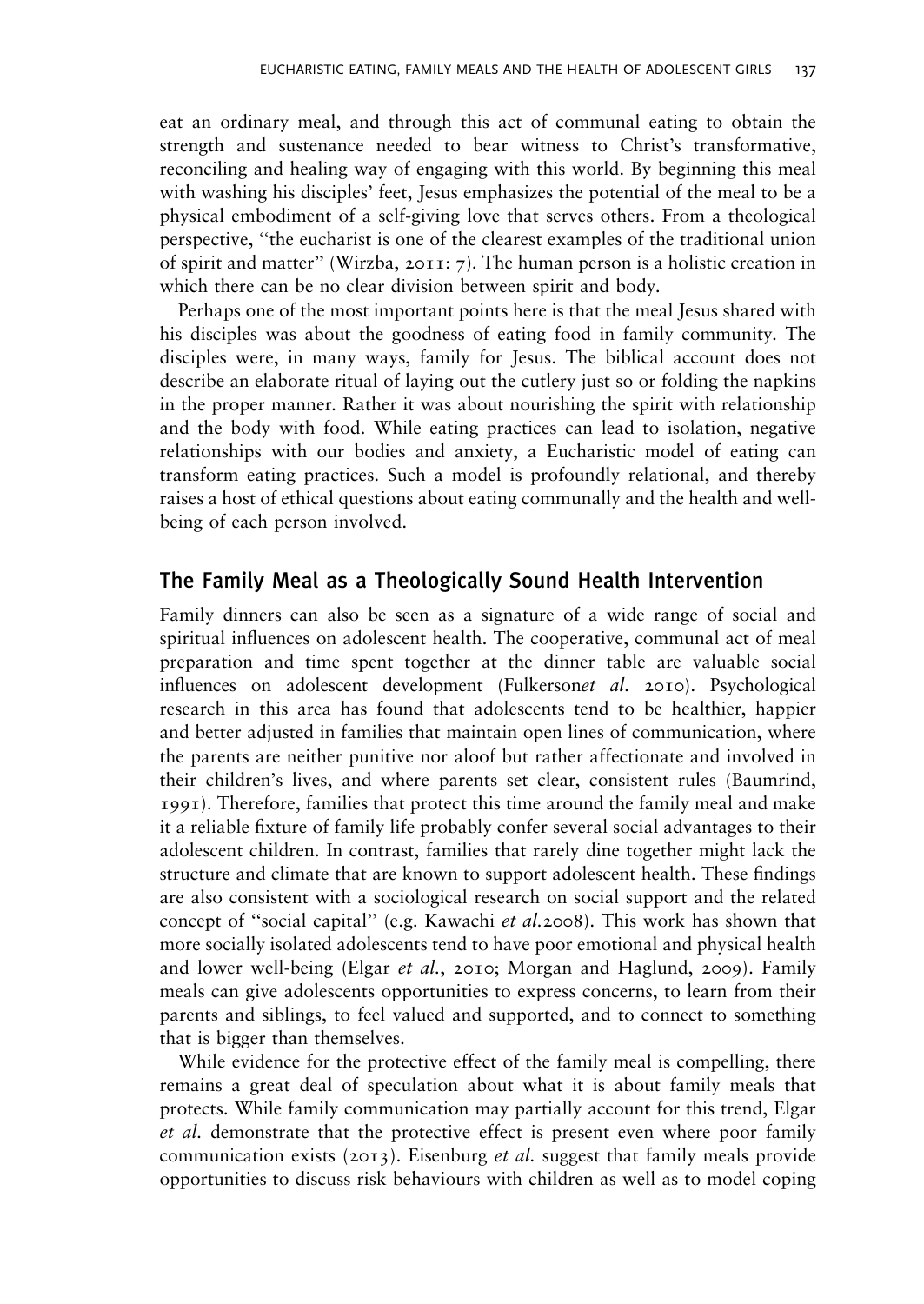eat an ordinary meal, and through this act of communal eating to obtain the strength and sustenance needed to bear witness to Christ's transformative, reconciling and healing way of engaging with this world. By beginning this meal with washing his disciples' feet, Jesus emphasizes the potential of the meal to be a physical embodiment of a self-giving love that serves others. From a theological perspective, "the eucharist is one of the clearest examples of the traditional union of spirit and matter" (Wirzba, 2011: 7). The human person is a holistic creation in which there can be no clear division between spirit and body.

Perhaps one of the most important points here is that the meal Jesus shared with his disciples was about the goodness of eating food in family community. The disciples were, in many ways, family for Jesus. The biblical account does not describe an elaborate ritual of laying out the cutlery just so or folding the napkins in the proper manner. Rather it was about nourishing the spirit with relationship and the body with food. While eating practices can lead to isolation, negative relationships with our bodies and anxiety, a Eucharistic model of eating can transform eating practices. Such a model is profoundly relational, and thereby raises a host of ethical questions about eating communally and the health and well-being of each person involved.

## The Family Meal as a Theologically Sound Health Intervention

Family dinners can also be seen as a signature of a wide range of social and spiritual influences on adolescent health. The cooperative, communal act of meal preparation and time spent together at the dinner table are valuable social influences on adolescent development (Fulkerson*et al.* 2010). Psychological research in this area has found that adolescents tend to be healthier, happier and better adjusted in families that maintain open lines of communication, where the parents are neither punitive nor aloof but rather affectionate and involved in their children's lives, and where parents set clear, consistent rules (Baumrind, 1991). Therefore, families that protect this time around the family meal and make it a reliable fixture of family life probably confer several social advantages to their adolescent children. In contrast, families that rarely dine together might lack the structure and climate that are known to support adolescent health. These findings are also consistent with a sociological research on social support and the related concept of "social capital" (e.g. Kawachi *et al.*2008). This work has shown that more socially isolated adolescents tend to have poor emotional and physical health and lower well-being (Elgar *et al.*, 2010; Morgan and Haglund, 2009). Family meals can give adolescents opportunities to express concerns, to learn from their parents and siblings, to feel valued and supported, and to connect to something that is bigger than themselves.

While evidence for the protective effect of the family meal is compelling, there remains a great deal of speculation about what it is about family meals that protects. While family communication may partially account for this trend, Elgar *et al.* demonstrate that the protective effect is present even where poor family communication exists (2013). Eisenburg *et al.* suggest that family meals provide opportunities to discuss risk behaviours with children as well as to model coping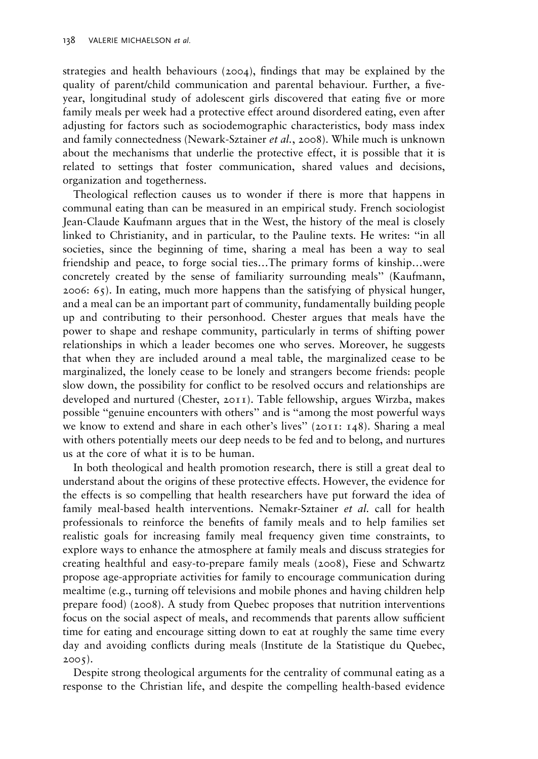strategies and health behaviours (2004), findings that may be explained by the quality of parent/child communication and parental behaviour. Further, a five-year, longitudinal study of adolescent girls discovered that eating five or more family meals per week had a protective effect around disordered eating, even after adjusting for factors such as sociodemographic characteristics, body mass index and family connectedness (Newark-Sztainer *et al.*, 2008). While much is unknown about the mechanisms that underlie the protective effect, it is possible that it is related to settings that foster communication, shared values and decisions, organization and togetherness.

Theological reflection causes us to wonder if there is more that happens in communal eating than can be measured in an empirical study. French sociologist Jean-Claude Kaufmann argues that in the West, the history of the meal is closely linked to Christianity, and in particular, to the Pauline texts. He writes: "in all societies, since the beginning of time, sharing a meal has been a way to seal friendship and peace, to forge social ties…The primary forms of kinship…were concretely created by the sense of familiarity surrounding meals" (Kaufmann, 2006: 65). In eating, much more happens than the satisfying of physical hunger, and a meal can be an important part of community, fundamentally building people up and contributing to their personhood. Chester argues that meals have the power to shape and reshape community, particularly in terms of shifting power relationships in which a leader becomes one who serves. Moreover, he suggests that when they are included around a meal table, the marginalized cease to be marginalized, the lonely cease to be lonely and strangers become friends: people slow down, the possibility for conflict to be resolved occurs and relationships are developed and nurtured (Chester, 2011). Table fellowship, argues Wirzba, makes possible "genuine encounters with others" and is "among the most powerful ways we know to extend and share in each other's lives" (2011: 148). Sharing a meal with others potentially meets our deep needs to be fed and to belong, and nurtures us at the core of what it is to be human.

In both theological and health promotion research, there is still a great deal to understand about the origins of these protective effects. However, the evidence for the effects is so compelling that health researchers have put forward the idea of family meal-based health interventions. Nemakr-Sztainer *et al.* call for health professionals to reinforce the benefits of family meals and to help families set realistic goals for increasing family meal frequency given time constraints, to explore ways to enhance the atmosphere at family meals and discuss strategies for creating healthful and easy-to-prepare family meals (2008), Fiese and Schwartz propose age-appropriate activities for family to encourage communication during mealtime (e.g., turning off televisions and mobile phones and having children help prepare food) (2008). A study from Quebec proposes that nutrition interventions focus on the social aspect of meals, and recommends that parents allow sufficient time for eating and encourage sitting down to eat at roughly the same time every day and avoiding conflicts during meals (Institute de la Statistique du Quebec, 2005).

Despite strong theological arguments for the centrality of communal eating as a response to the Christian life, and despite the compelling health-based evidence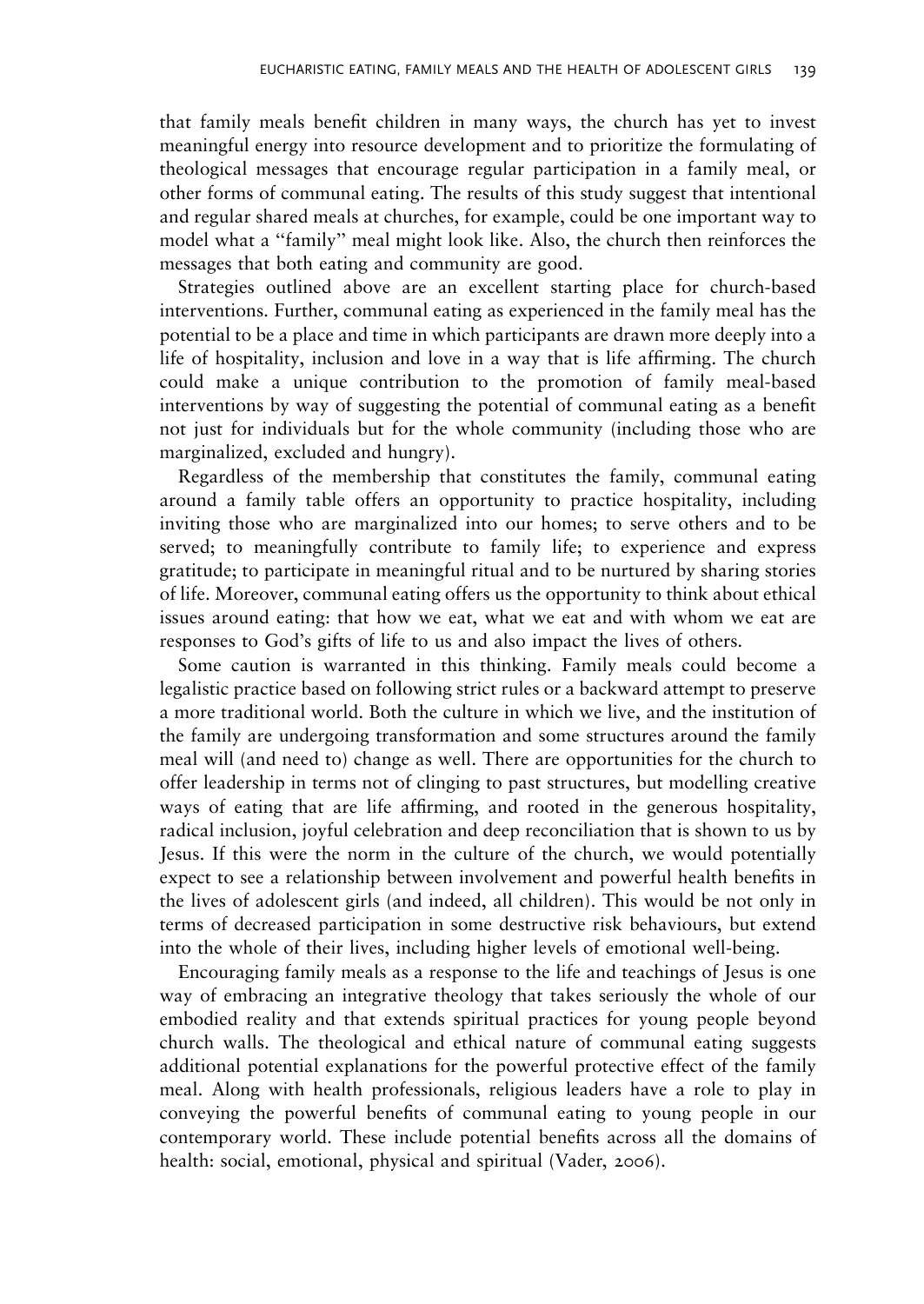that family meals benefit children in many ways, the church has yet to invest meaningful energy into resource development and to prioritize the formulating of theological messages that encourage regular participation in a family meal, or other forms of communal eating. The results of this study suggest that intentional and regular shared meals at churches, for example, could be one important way to model what a "family" meal might look like. Also, the church then reinforces the messages that both eating and community are good.

Strategies outlined above are an excellent starting place for church-based interventions. Further, communal eating as experienced in the family meal has the potential to be a place and time in which participants are drawn more deeply into a life of hospitality, inclusion and love in a way that is life affirming. The church could make a unique contribution to the promotion of family meal-based interventions by way of suggesting the potential of communal eating as a benefit not just for individuals but for the whole community (including those who are marginalized, excluded and hungry).

Regardless of the membership that constitutes the family, communal eating around a family table offers an opportunity to practice hospitality, including inviting those who are marginalized into our homes; to serve others and to be served; to meaningfully contribute to family life; to experience and express gratitude; to participate in meaningful ritual and to be nurtured by sharing stories of life. Moreover, communal eating offers us the opportunity to think about ethical issues around eating: that how we eat, what we eat and with whom we eat are responses to God's gifts of life to us and also impact the lives of others.

Some caution is warranted in this thinking. Family meals could become a legalistic practice based on following strict rules or a backward attempt to preserve a more traditional world. Both the culture in which we live, and the institution of the family are undergoing transformation and some structures around the family meal will (and need to) change as well. There are opportunities for the church to offer leadership in terms not of clinging to past structures, but modelling creative ways of eating that are life affirming, and rooted in the generous hospitality, radical inclusion, joyful celebration and deep reconciliation that is shown to us by Jesus. If this were the norm in the culture of the church, we would potentially expect to see a relationship between involvement and powerful health benefits in the lives of adolescent girls (and indeed, all children). This would be not only in terms of decreased participation in some destructive risk behaviours, but extend into the whole of their lives, including higher levels of emotional well-being.

Encouraging family meals as a response to the life and teachings of Jesus is one way of embracing an integrative theology that takes seriously the whole of our embodied reality and that extends spiritual practices for young people beyond church walls. The theological and ethical nature of communal eating suggests additional potential explanations for the powerful protective effect of the family meal. Along with health professionals, religious leaders have a role to play in conveying the powerful benefits of communal eating to young people in our contemporary world. These include potential benefits across all the domains of health: social, emotional, physical and spiritual (Vader, 2006).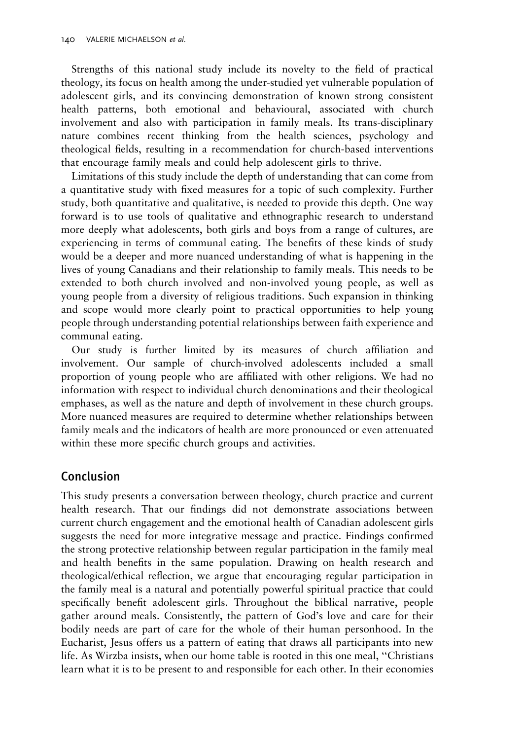Strengths of this national study include its novelty to the field of practical theology, its focus on health among the under-studied yet vulnerable population of adolescent girls, and its convincing demonstration of known strong consistent health patterns, both emotional and behavioural, associated with church involvement and also with participation in family meals. Its trans-disciplinary nature combines recent thinking from the health sciences, psychology and theological fields, resulting in a recommendation for church-based interventions that encourage family meals and could help adolescent girls to thrive.

Limitations of this study include the depth of understanding that can come from a quantitative study with fixed measures for a topic of such complexity. Further study, both quantitative and qualitative, is needed to provide this depth. One way forward is to use tools of qualitative and ethnographic research to understand more deeply what adolescents, both girls and boys from a range of cultures, are experiencing in terms of communal eating. The benefits of these kinds of study would be a deeper and more nuanced understanding of what is happening in the lives of young Canadians and their relationship to family meals. This needs to be extended to both church involved and non-involved young people, as well as young people from a diversity of religious traditions. Such expansion in thinking and scope would more clearly point to practical opportunities to help young people through understanding potential relationships between faith experience and communal eating.

Our study is further limited by its measures of church affiliation and involvement. Our sample of church-involved adolescents included a small proportion of young people who are affiliated with other religions. We had no information with respect to individual church denominations and their theological emphases, as well as the nature and depth of involvement in these church groups. More nuanced measures are required to determine whether relationships between family meals and the indicators of health are more pronounced or even attenuated within these more specific church groups and activities.

## Conclusion

This study presents a conversation between theology, church practice and current health research. That our findings did not demonstrate associations between current church engagement and the emotional health of Canadian adolescent girls suggests the need for more integrative message and practice. Findings confirmed the strong protective relationship between regular participation in the family meal and health benefits in the same population. Drawing on health research and theological/ethical reflection, we argue that encouraging regular participation in the family meal is a natural and potentially powerful spiritual practice that could specifically benefit adolescent girls. Throughout the biblical narrative, people gather around meals. Consistently, the pattern of God's love and care for their bodily needs are part of care for the whole of their human personhood. In the Eucharist, Jesus offers us a pattern of eating that draws all participants into new life. As Wirzba insists, when our home table is rooted in this one meal, "Christians learn what it is to be present to and responsible for each other. In their economies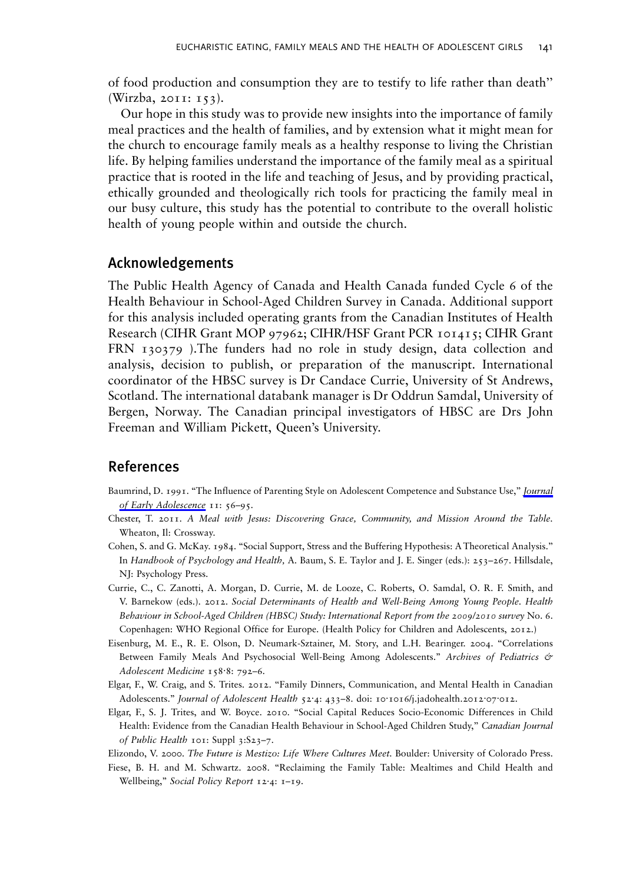of food production and consumption they are to testify to life rather than death" (Wirzba, 2011: 153).

Our hope in this study was to provide new insights into the importance of family meal practices and the health of families, and by extension what it might mean for the church to encourage family meals as a healthy response to living the Christian life. By helping families understand the importance of the family meal as a spiritual practice that is rooted in the life and teaching of Jesus, and by providing practical, ethically grounded and theologically rich tools for practicing the family meal in our busy culture, this study has the potential to contribute to the overall holistic health of young people within and outside the church.

## Acknowledgements

The Public Health Agency of Canada and Health Canada funded Cycle 6 of the Health Behaviour in School-Aged Children Survey in Canada. Additional support for this analysis included operating grants from the Canadian Institutes of Health Research (CIHR Grant MOP 97962; CIHR/HSF Grant PCR 101415; CIHR Grant FRN 130379 ).The funders had no role in study design, data collection and analysis, decision to publish, or preparation of the manuscript. International coordinator of the HBSC survey is Dr Candace Currie, University of St Andrews, Scotland. The international databank manager is Dr Oddrun Samdal, University of Bergen, Norway. The Canadian principal investigators of HBSC are Drs John Freeman and William Pickett, Queen's University.

## References

Baumrind, D. 1991. "The Influence of Parenting Style on Adolescent Competence and Substance Use," *Journal of Early Adolescence* 11: 56–95.

Chester, T. 2011. *A Meal with Jesus: Discovering Grace, Community, and Mission Around the Table.* Wheaton, Il: Crossway.

Cohen, S. and G. McKay. 1984. "Social Support, Stress and the Buffering Hypothesis: A Theoretical Analysis." In *Handbook of Psychology and Health,* A. Baum, S. E. Taylor and J. E. Singer (eds.): 253–267. Hillsdale, NJ: Psychology Press.

Currie, C., C. Zanotti, A. Morgan, D. Currie, M. de Looze, C. Roberts, O. Samdal, O. R. F. Smith, and V. Barnekow (eds.). 2012. *Social Determinants of Health and Well-Being Among Young People. Health Behaviour in School-Aged Children (HBSC) Study: International Report from the 2009/2010 survey* No. 6. Copenhagen: WHO Regional Office for Europe. (Health Policy for Children and Adolescents, 2012.)

Eisenburg, M. E., R. E. Olson, D. Neumark-Sztainer, M. Story, and L.H. Bearinger. 2004. "Correlations Between Family Meals And Psychosocial Well-Being Among Adolescents." *Archives of Pediatrics & Adolescent Medicine* 158·8: 792–6.

Elgar, F., W. Craig, and S. Trites. 2012. "Family Dinners, Communication, and Mental Health in Canadian Adolescents." *Journal of Adolescent Health* 52·4: 433–8. doi: 10·1016/j.jadohealth.2012·07·012.

Elgar, F., S. J. Trites, and W. Boyce. 2010. "Social Capital Reduces Socio-Economic Differences in Child Health: Evidence from the Canadian Health Behaviour in School-Aged Children Study," *Canadian Journal of Public Health* 101: Suppl 3:S23–7.

Elizondo, V. 2000. *The Future is Mestizo: Life Where Cultures Meet.* Boulder: University of Colorado Press.

Fiese, B. H. and M. Schwartz. 2008. "Reclaiming the Family Table: Mealtimes and Child Health and Wellbeing," *Social Policy Report* 12·4: 1–19.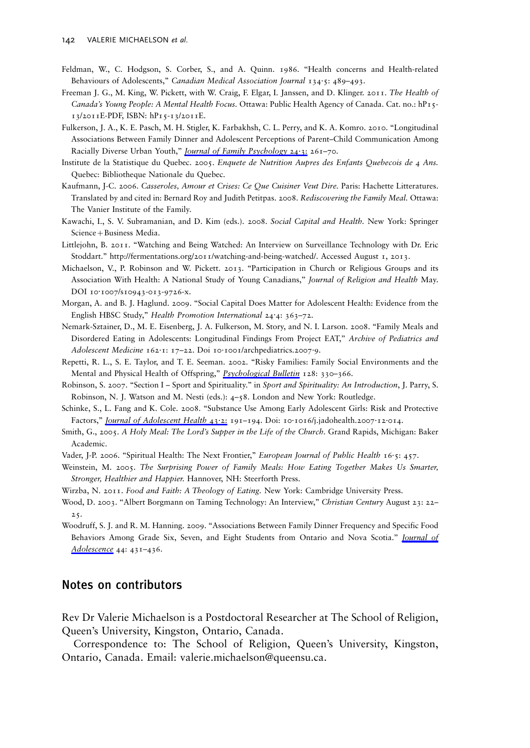Feldman, W., C. Hodgson, S. Corber, S., and A. Quinn. 1986. "Health concerns and Health-related Behaviours of Adolescents," *Canadian Medical Association Journal* 134·5: 489–493.

Freeman J. G., M. King, W. Pickett, with W. Craig, F. Elgar, I. Janssen, and D. Klinger. 2011. *The Health of Canada's Young People: A Mental Health Focus.* Ottawa: Public Health Agency of Canada. Cat. no.: hP15-13/2011E-PDF, ISBN: hP15-13/2011E.

Fulkerson, J. A., K. E. Pasch, M. H. Stigler, K. Farbakhsh, C. L. Perry, and K. A. Komro. 2010. "Longitudinal Associations Between Family Dinner and Adolescent Perceptions of Parent–Child Communication Among Racially Diverse Urban Youth," *Journal of Family Psychology* 24·3: 261–70.

Institute de la Statistique du Quebec. 2005. *Enquete de Nutrition Aupres des Enfants Quebecois de 4 Ans.* Quebec: Bibliotheque Nationale du Quebec.

Kaufmann, J-C. 2006. *Casseroles, Amour et Crises: Ce Que Cuisiner Veut Dire.* Paris: Hachette Litteratures. Translated by and cited in: Bernard Roy and Judith Petitpas. 2008. *Rediscovering the Family Meal.* Ottawa: The Vanier Institute of the Family.

Kawachi, I., S. V. Subramanian, and D. Kim (eds.). 2008. *Social Capital and Health.* New York: Springer Science + Business Media.

Littlejohn, B. 2011. "Watching and Being Watched: An Interview on Surveillance Technology with Dr. Eric Stoddart." http://fermentations.org/2011/watching-and-being-watched/. Accessed August 1, 2013.

Michaelson, V., P. Robinson and W. Pickett. 2013. "Participation in Church or Religious Groups and its Association With Health: A National Study of Young Canadians," *Journal of Religion and Health* May. DOI 10·1007/s10943-013-9726-x.

Morgan, A. and B. J. Haglund. 2009. "Social Capital Does Matter for Adolescent Health: Evidence from the English HBSC Study," *Health Promotion International* 24·4: 363–72.

Nemark-Sztainer, D., M. E. Eisenberg, J. A. Fulkerson, M. Story, and N. I. Larson. 2008. "Family Meals and Disordered Eating in Adolescents: Longitudinal Findings From Project EAT," *Archive of Pediatrics and Adolescent Medicine* 162·1: 17–22. Doi 10·1001/archpediatrics.2007·9.

Repetti, R. L., S. E. Taylor, and T. E. Seeman. 2002. "Risky Families: Family Social Environments and the Mental and Physical Health of Offspring," *Psychological Bulletin* 128: 330–366.

Robinson, S. 2007. "Section I – Sport and Spirituality." in *Sport and Spirituality: An Introduction*, J. Parry, S. Robinson, N. J. Watson and M. Nesti (eds.): 4–58. London and New York: Routledge.

Schinke, S., L. Fang and K. Cole. 2008. "Substance Use Among Early Adolescent Girls: Risk and Protective Factors," *Journal of Adolescent Health* 43·2: 191–194. Doi: 10·1016/j.jadohealth.2007·12·014.

Smith, G., 2005. *A Holy Meal: The Lord's Supper in the Life of the Church.* Grand Rapids, Michigan: Baker Academic.

Vader, J-P. 2006. "Spiritual Health: The Next Frontier," *European Journal of Public Health* 16·5: 457.

Weinstein, M. 2005. *The Surprising Power of Family Meals: How Eating Together Makes Us Smarter, Stronger, Healthier and Happier.* Hannover, NH: Steerforth Press.

Wirzba, N. 2011. *Food and Faith: A Theology of Eating.* New York: Cambridge University Press.

Wood, D. 2003. "Albert Borgmann on Taming Technology: An Interview," *Christian Century* August 23: 22–25.

Woodruff, S. J. and R. M. Hanning. 2009. "Associations Between Family Dinner Frequency and Specific Food Behaviors Among Grade Six, Seven, and Eight Students from Ontario and Nova Scotia." *Journal of Adolescence* 44: 431–436.

## Notes on contributors

Rev Dr Valerie Michaelson is a Postdoctoral Researcher at The School of Religion, Queen's University, Kingston, Ontario, Canada.

Correspondence to: The School of Religion, Queen's University, Kingston, Ontario, Canada. Email: valerie.michaelson@queensu.ca.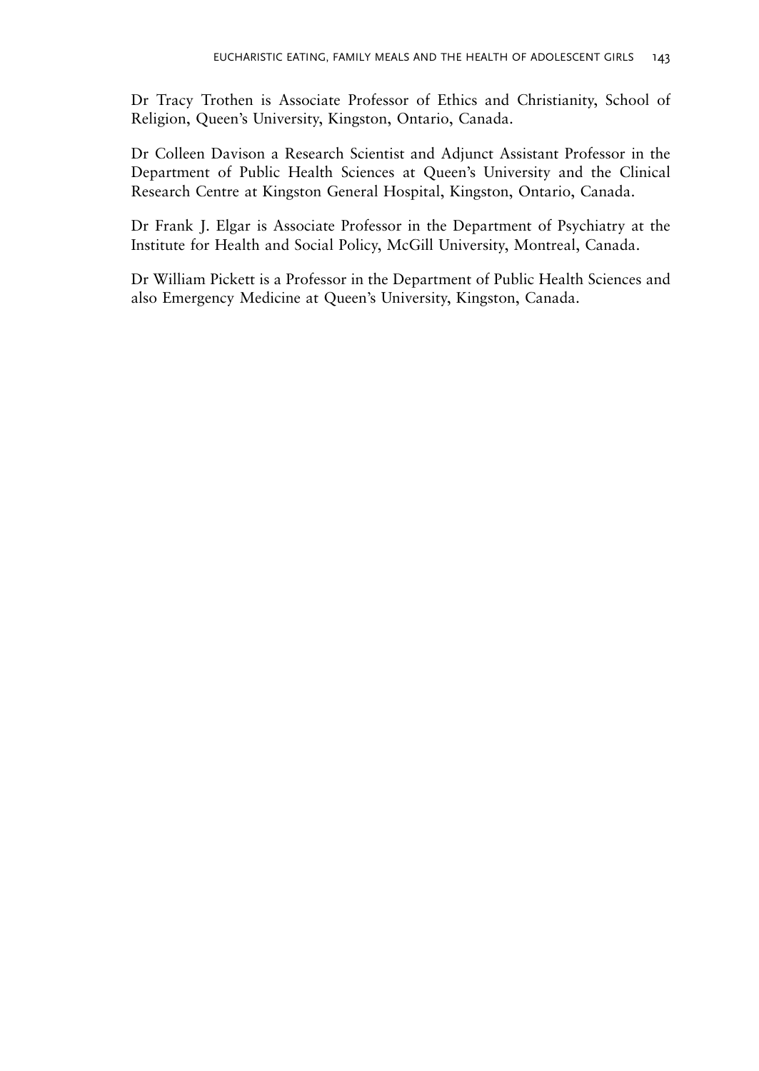Dr Tracy Trothen is Associate Professor of Ethics and Christianity, School of Religion, Queen's University, Kingston, Ontario, Canada.

Dr Colleen Davison a Research Scientist and Adjunct Assistant Professor in the Department of Public Health Sciences at Queen's University and the Clinical Research Centre at Kingston General Hospital, Kingston, Ontario, Canada.

Dr Frank J. Elgar is Associate Professor in the Department of Psychiatry at the Institute for Health and Social Policy, McGill University, Montreal, Canada.

Dr William Pickett is a Professor in the Department of Public Health Sciences and also Emergency Medicine at Queen's University, Kingston, Canada.